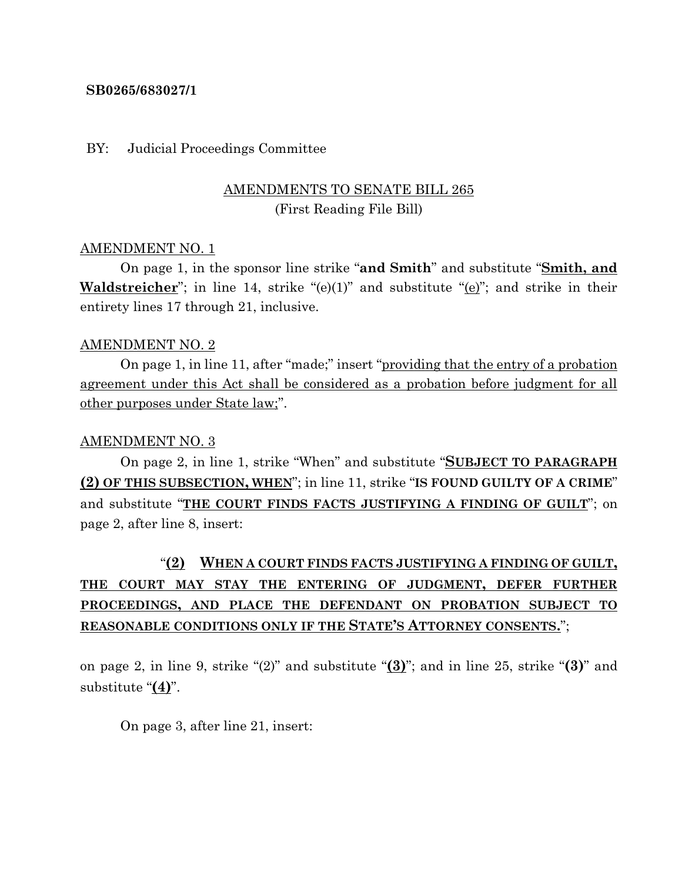**SB0265/683027/1**

BY: Judicial Proceedings Committee

AMENDMENTS TO SENATE BILL 265
(First Reading File Bill)

AMENDMENT NO. 1

On page 1, in the sponsor line strike "**and Smith**" and substitute "**Smith, and Waldstreicher**"; in line 14, strike "(e)(1)" and substitute "(e)"; and strike in their entirety lines 17 through 21, inclusive.

AMENDMENT NO. 2

On page 1, in line 11, after "made;" insert "providing that the entry of a probation agreement under this Act shall be considered as a probation before judgment for all other purposes under State law;".

AMENDMENT NO. 3

On page 2, in line 1, strike "When" and substitute "**SUBJECT TO PARAGRAPH (2) OF THIS SUBSECTION, WHEN**"; in line 11, strike "**IS FOUND GUILTY OF A CRIME**" and substitute "**THE COURT FINDS FACTS JUSTIFYING A FINDING OF GUILT**"; on page 2, after line 8, insert:

"**(2) WHEN A COURT FINDS FACTS JUSTIFYING A FINDING OF GUILT, THE COURT MAY STAY THE ENTERING OF JUDGMENT, DEFER FURTHER PROCEEDINGS, AND PLACE THE DEFENDANT ON PROBATION SUBJECT TO REASONABLE CONDITIONS ONLY IF THE STATE'S ATTORNEY CONSENTS.**";

on page 2, in line 9, strike "(2)" and substitute "**(3)**"; and in line 25, strike "**(3)**" and substitute "**(4)**".

On page 3, after line 21, insert: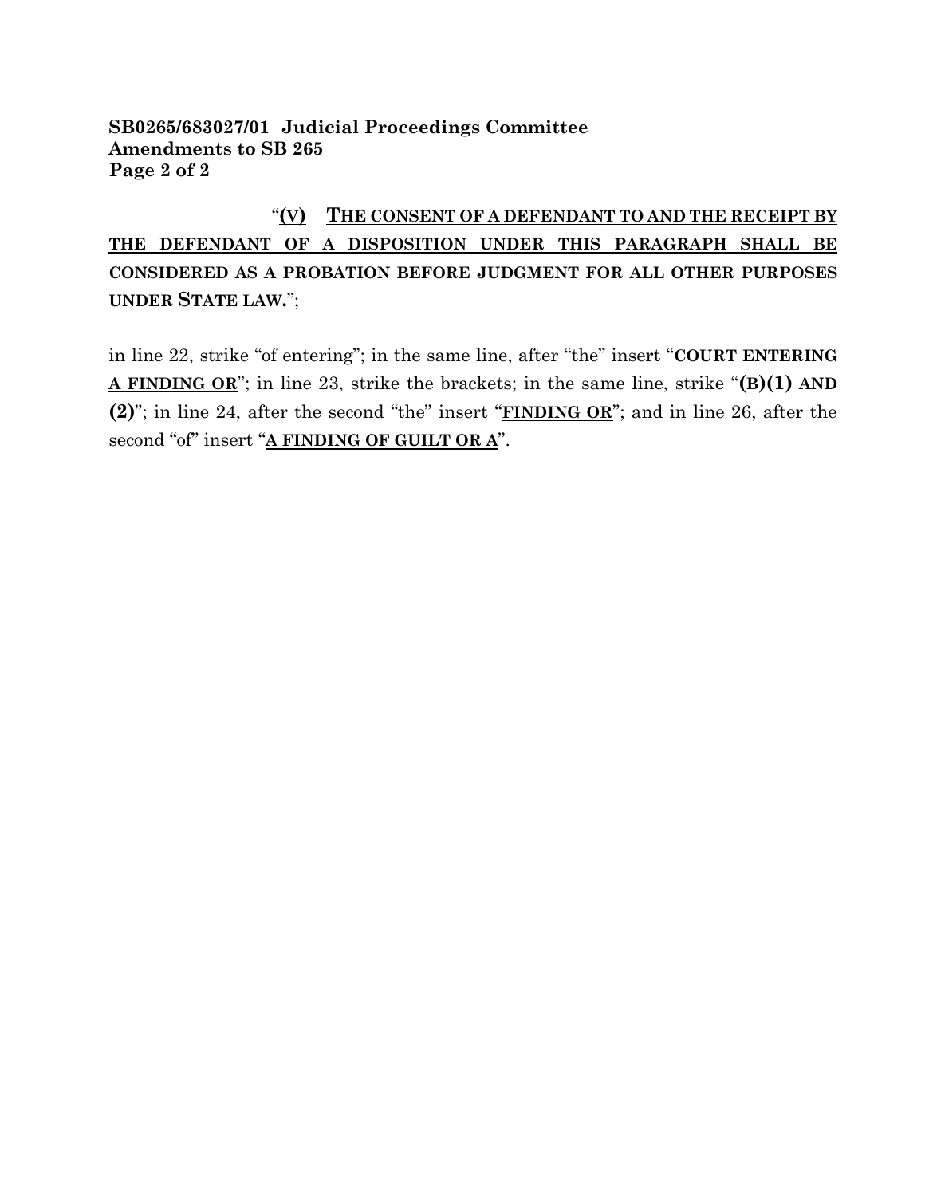"**(V)** **THE CONSENT OF A DEFENDANT TO AND THE RECEIPT BY THE DEFENDANT OF A DISPOSITION UNDER THIS PARAGRAPH SHALL BE CONSIDERED AS A PROBATION BEFORE JUDGMENT FOR ALL OTHER PURPOSES UNDER STATE LAW.**";

in line 22, strike "of entering"; in the same line, after "the" insert "**COURT ENTERING A FINDING OR**"; in line 23, strike the brackets; in the same line, strike "**(B)(1) AND (2)**"; in line 24, after the second "the" insert "**FINDING OR**"; and in line 26, after the second "of" insert "**A FINDING OF GUILT OR A**".